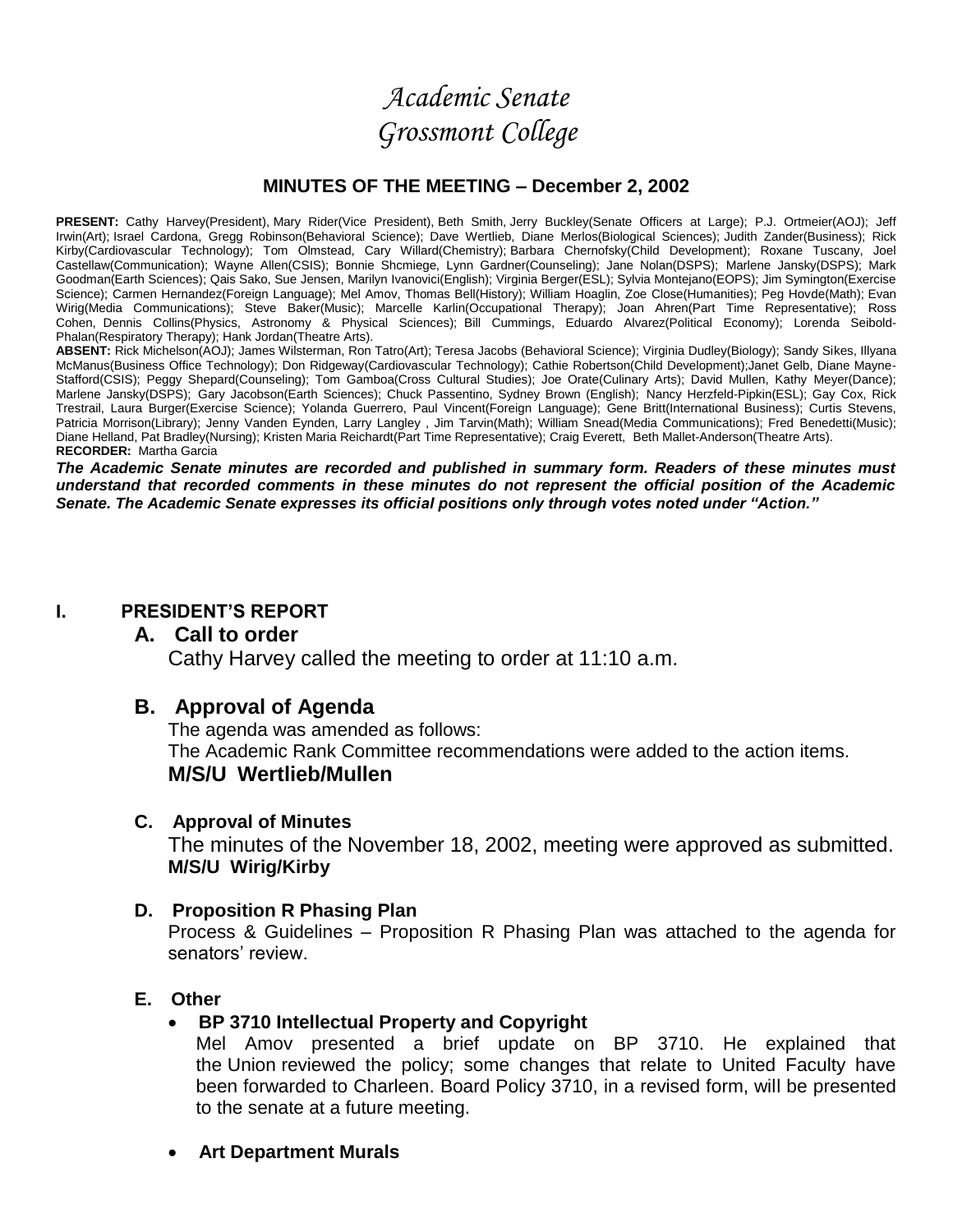# *Academic Senate*
# *Grossmont College*

## MINUTES OF THE MEETING – December 2, 2002

**PRESENT:** Cathy Harvey(President), Mary Rider(Vice President), Beth Smith, Jerry Buckley(Senate Officers at Large); P.J. Ortmeier(AOJ); Jeff Irwin(Art); Israel Cardona, Gregg Robinson(Behavioral Science); Dave Wertlieb, Diane Merlos(Biological Sciences); Judith Zander(Business); Rick Kirby(Cardiovascular Technology); Tom Olmstead, Cary Willard(Chemistry); Barbara Chernofsky(Child Development); Roxane Tuscany, Joel Castellaw(Communication); Wayne Allen(CSIS); Bonnie Shcmiege, Lynn Gardner(Counseling); Jane Nolan(DSPS); Marlene Jansky(DSPS); Mark Goodman(Earth Sciences); Qais Sako, Sue Jensen, Marilyn Ivanovici(English); Virginia Berger(ESL); Sylvia Montejano(EOPS); Jim Symington(Exercise Science); Carmen Hernandez(Foreign Language); Mel Amov, Thomas Bell(History); William Hoaglin, Zoe Close(Humanities); Peg Hovde(Math); Evan Wirig(Media Communications); Steve Baker(Music); Marcelle Karlin(Occupational Therapy); Joan Ahren(Part Time Representative); Ross Cohen, Dennis Collins(Physics, Astronomy & Physical Sciences); Bill Cummings, Eduardo Alvarez(Political Economy); Lorenda Seibold-Phalan(Respiratory Therapy); Hank Jordan(Theatre Arts).

**ABSENT:** Rick Michelson(AOJ); James Wilsterman, Ron Tatro(Art); Teresa Jacobs (Behavioral Science); Virginia Dudley(Biology); Sandy Sikes, Illyana McManus(Business Office Technology); Don Ridgeway(Cardiovascular Technology); Cathie Robertson(Child Development);Janet Gelb, Diane Mayne-Stafford(CSIS); Peggy Shepard(Counseling); Tom Gamboa(Cross Cultural Studies); Joe Orate(Culinary Arts); David Mullen, Kathy Meyer(Dance); Marlene Jansky(DSPS); Gary Jacobson(Earth Sciences); Chuck Passentino, Sydney Brown (English); Nancy Herzfeld-Pipkin(ESL); Gay Cox, Rick Trestrail, Laura Burger(Exercise Science); Yolanda Guerrero, Paul Vincent(Foreign Language); Gene Britt(International Business); Curtis Stevens, Patricia Morrison(Library); Jenny Vanden Eynden, Larry Langley , Jim Tarvin(Math); William Snead(Media Communications); Fred Benedetti(Music); Diane Helland, Pat Bradley(Nursing); Kristen Maria Reichardt(Part Time Representative); Craig Everett, Beth Mallet-Anderson(Theatre Arts).

**RECORDER:** Martha Garcia

***The Academic Senate minutes are recorded and published in summary form. Readers of these minutes must understand that recorded comments in these minutes do not represent the official position of the Academic Senate. The Academic Senate expresses its official positions only through votes noted under "Action."***

## I. PRESIDENT'S REPORT

### A. Call to order

Cathy Harvey called the meeting to order at 11:10 a.m.

### B. Approval of Agenda

The agenda was amended as follows:
The Academic Rank Committee recommendations were added to the action items.
**M/S/U Wertlieb/Mullen**

### C. Approval of Minutes

The minutes of the November 18, 2002, meeting were approved as submitted.
**M/S/U Wirig/Kirby**

### D. Proposition R Phasing Plan

Process & Guidelines – Proposition R Phasing Plan was attached to the agenda for senators' review.

### E. Other

- **BP 3710 Intellectual Property and Copyright**

  Mel Amov presented a brief update on BP 3710. He explained that the Union reviewed the policy; some changes that relate to United Faculty have been forwarded to Charleen. Board Policy 3710, in a revised form, will be presented to the senate at a future meeting.

- **Art Department Murals**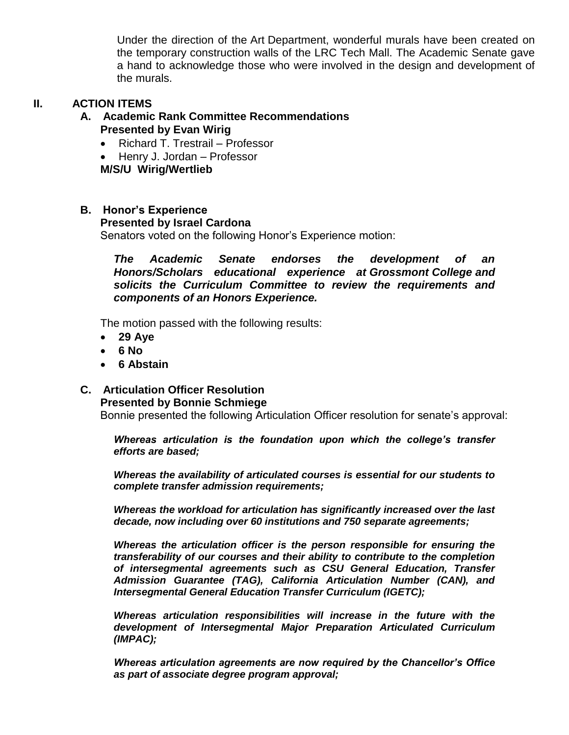Under the direction of the Art Department, wonderful murals have been created on the temporary construction walls of the LRC Tech Mall. The Academic Senate gave a hand to acknowledge those who were involved in the design and development of the murals.

## II. ACTION ITEMS

### A. Academic Rank Committee Recommendations

**Presented by Evan Wirig**

- Richard T. Trestrail – Professor
- Henry J. Jordan – Professor

**M/S/U Wirig/Wertlieb**

### B. Honor's Experience

**Presented by Israel Cardona**

Senators voted on the following Honor's Experience motion:

> ***The Academic Senate endorses the development of an Honors/Scholars educational experience at Grossmont College and solicits the Curriculum Committee to review the requirements and components of an Honors Experience.***

The motion passed with the following results:

- **29 Aye**
- **6 No**
- **6 Abstain**

### C. Articulation Officer Resolution

**Presented by Bonnie Schmiege**

Bonnie presented the following Articulation Officer resolution for senate's approval:

> ***Whereas articulation is the foundation upon which the college's transfer efforts are based;***
>
> ***Whereas the availability of articulated courses is essential for our students to complete transfer admission requirements;***
>
> ***Whereas the workload for articulation has significantly increased over the last decade, now including over 60 institutions and 750 separate agreements;***
>
> ***Whereas the articulation officer is the person responsible for ensuring the transferability of our courses and their ability to contribute to the completion of intersegmental agreements such as CSU General Education, Transfer Admission Guarantee (TAG), California Articulation Number (CAN), and Intersegmental General Education Transfer Curriculum (IGETC);***
>
> ***Whereas articulation responsibilities will increase in the future with the development of Intersegmental Major Preparation Articulated Curriculum (IMPAC);***
>
> ***Whereas articulation agreements are now required by the Chancellor's Office as part of associate degree program approval;***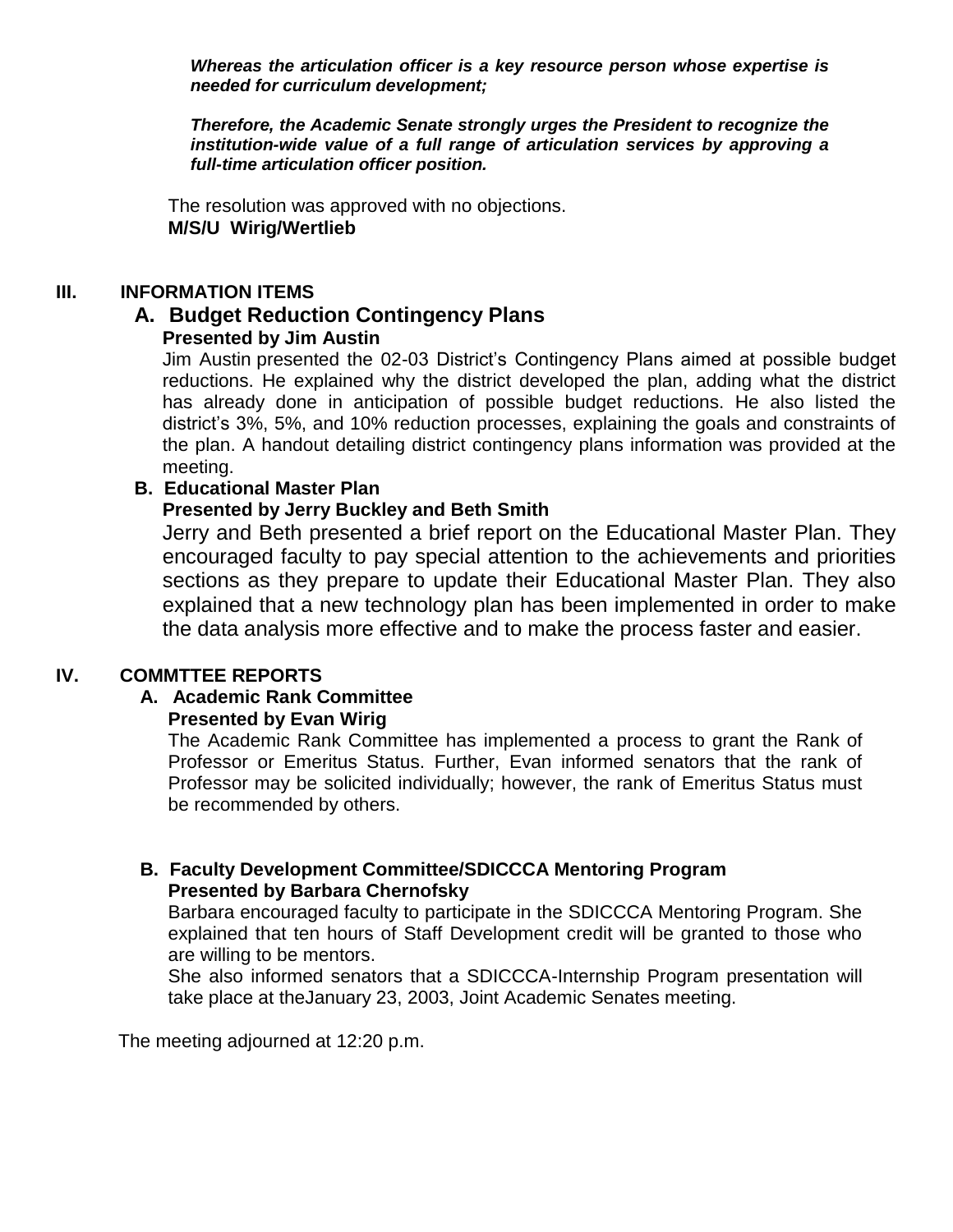***Whereas the articulation officer is a key resource person whose expertise is needed for curriculum development;***

***Therefore, the Academic Senate strongly urges the President to recognize the institution-wide value of a full range of articulation services by approving a full-time articulation officer position.***

The resolution was approved with no objections.
**M/S/U Wirig/Wertlieb**

## III. INFORMATION ITEMS

### A. Budget Reduction Contingency Plans

**Presented by Jim Austin**

Jim Austin presented the 02-03 District's Contingency Plans aimed at possible budget reductions. He explained why the district developed the plan, adding what the district has already done in anticipation of possible budget reductions. He also listed the district's 3%, 5%, and 10% reduction processes, explaining the goals and constraints of the plan. A handout detailing district contingency plans information was provided at the meeting.

### B. Educational Master Plan

**Presented by Jerry Buckley and Beth Smith**

Jerry and Beth presented a brief report on the Educational Master Plan. They encouraged faculty to pay special attention to the achievements and priorities sections as they prepare to update their Educational Master Plan. They also explained that a new technology plan has been implemented in order to make the data analysis more effective and to make the process faster and easier.

## IV. COMMTTEE REPORTS

### A. Academic Rank Committee

**Presented by Evan Wirig**

The Academic Rank Committee has implemented a process to grant the Rank of Professor or Emeritus Status. Further, Evan informed senators that the rank of Professor may be solicited individually; however, the rank of Emeritus Status must be recommended by others.

### B. Faculty Development Committee/SDICCCA Mentoring Program

**Presented by Barbara Chernofsky**

Barbara encouraged faculty to participate in the SDICCCA Mentoring Program. She explained that ten hours of Staff Development credit will be granted to those who are willing to be mentors.

She also informed senators that a SDICCCA-Internship Program presentation will take place at theJanuary 23, 2003, Joint Academic Senates meeting.

The meeting adjourned at 12:20 p.m.